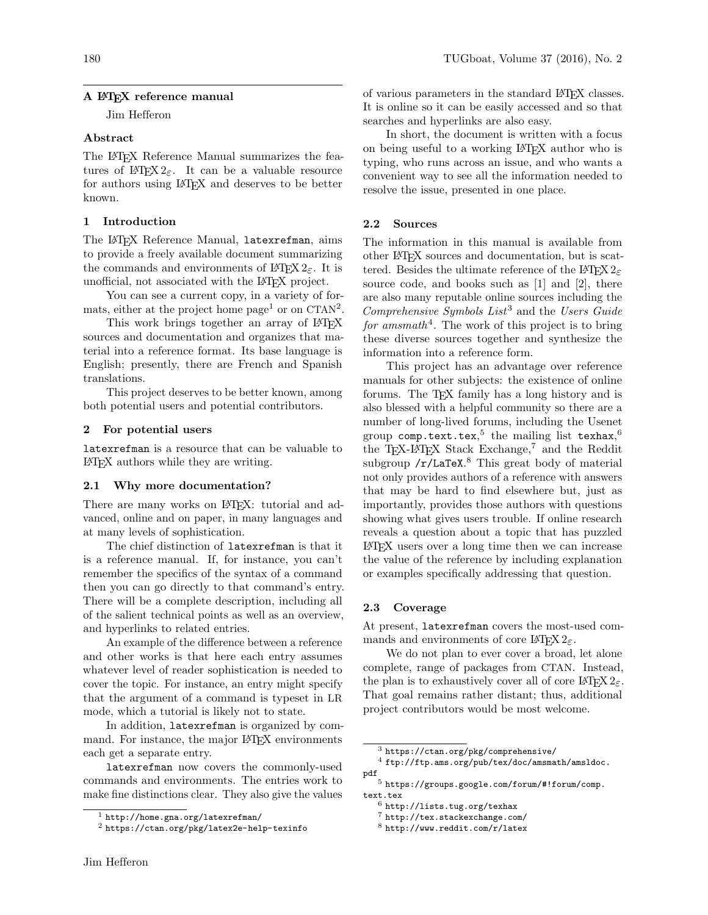# A LaTeX reference manual

Jim Hefferon

## Abstract

The LaTeX Reference Manual summarizes the features of LaTeX $2_\varepsilon$. It can be a valuable resource for authors using LaTeX and deserves to be better known.

## 1 Introduction

The LaTeX Reference Manual, `latexrefman`, aims to provide a freely available document summarizing the commands and environments of LaTeX $2_\varepsilon$. It is unofficial, not associated with the LaTeX project.

You can see a current copy, in a variety of formats, either at the project home page[1] or on CTAN[2].

This work brings together an array of LaTeX sources and documentation and organizes that material into a reference format. Its base language is English; presently, there are French and Spanish translations.

This project deserves to be better known, among both potential users and potential contributors.

## 2 For potential users

`latexrefman` is a resource that can be valuable to LaTeX authors while they are writing.

### 2.1 Why more documentation?

There are many works on LaTeX: tutorial and advanced, online and on paper, in many languages and at many levels of sophistication.

The chief distinction of `latexrefman` is that it is a reference manual. If, for instance, you can't remember the specifics of the syntax of a command then you can go directly to that command's entry. There will be a complete description, including all of the salient technical points as well as an overview, and hyperlinks to related entries.

An example of the difference between a reference and other works is that here each entry assumes whatever level of reader sophistication is needed to cover the topic. For instance, an entry might specify that the argument of a command is typeset in LR mode, which a tutorial is likely not to state.

In addition, `latexrefman` is organized by command. For instance, the major LaTeX environments each get a separate entry.

`latexrefman` now covers the commonly-used commands and environments. The entries work to make fine distinctions clear. They also give the values of various parameters in the standard LaTeX classes. It is online so it can be easily accessed and so that searches and hyperlinks are also easy.

In short, the document is written with a focus on being useful to a working LaTeX author who is typing, who runs across an issue, and who wants a convenient way to see all the information needed to resolve the issue, presented in one place.

### 2.2 Sources

The information in this manual is available from other LaTeX sources and documentation, but is scattered. Besides the ultimate reference of the LaTeX $2_\varepsilon$ source code, and books such as [1] and [2], there are also many reputable online sources including the *Comprehensive Symbols List*[3] and the *Users Guide for amsmath*[4]. The work of this project is to bring these diverse sources together and synthesize the information into a reference form.

This project has an advantage over reference manuals for other subjects: the existence of online forums. The TeX family has a long history and is also blessed with a helpful community so there are a number of long-lived forums, including the Usenet group `comp.text.tex`,[5] the mailing list `texhax`,[6] the TeX-LaTeX Stack Exchange,[7] and the Reddit subgroup `/r/LaTeX`.[8] This great body of material not only provides authors of a reference with answers that may be hard to find elsewhere but, just as importantly, provides those authors with questions showing what gives users trouble. If online research reveals a question about a topic that has puzzled LaTeX users over a long time then we can increase the value of the reference by including explanation or examples specifically addressing that question.

### 2.3 Coverage

At present, `latexrefman` covers the most-used commands and environments of core LaTeX $2_\varepsilon$.

We do not plan to ever cover a broad, let alone complete, range of packages from CTAN. Instead, the plan is to exhaustively cover all of core LaTeX $2_\varepsilon$. That goal remains rather distant; thus, additional project contributors would be most welcome.

---

[1] `http://home.gna.org/latexrefman/`

[2] `https://ctan.org/pkg/latex2e-help-texinfo`

[3] `https://ctan.org/pkg/comprehensive/`

[4] `ftp://ftp.ams.org/pub/tex/doc/amsmath/amsldoc.pdf`

[5] `https://groups.google.com/forum/#!forum/comp.text.tex`

[6] `http://lists.tug.org/texhax`

[7] `http://tex.stackexchange.com/`

[8] `http://www.reddit.com/r/latex`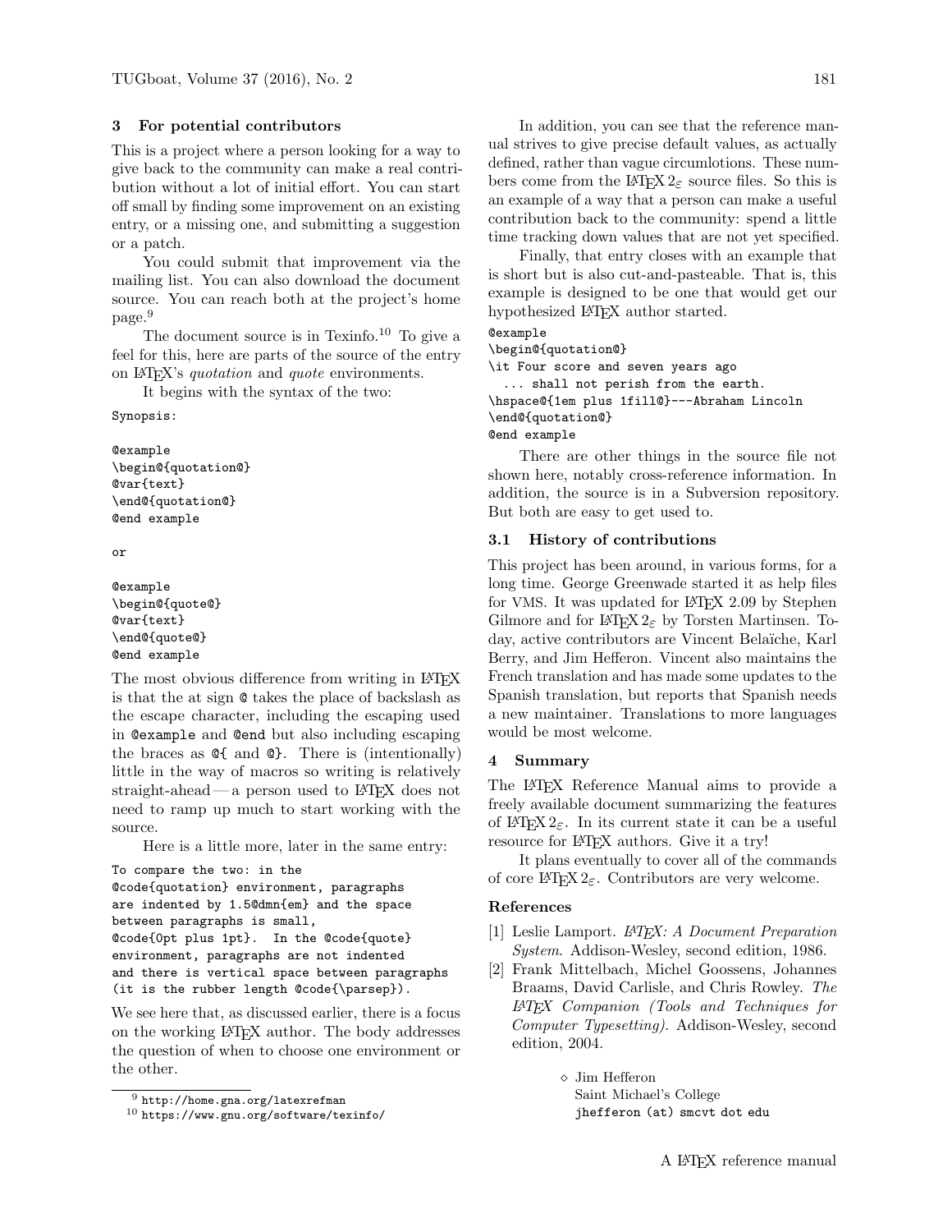## 3 For potential contributors

This is a project where a person looking for a way to give back to the community can make a real contribution without a lot of initial effort. You can start off small by finding some improvement on an existing entry, or a missing one, and submitting a suggestion or a patch.

You could submit that improvement via the mailing list. You can also download the document source. You can reach both at the project's home page.[9]

The document source is in Texinfo.[10] To give a feel for this, here are parts of the source of the entry on LaTeX's *quotation* and *quote* environments.

It begins with the syntax of the two:

```
Synopsis:

@example
\begin@{quotation@}
@var{text}
\end@{quotation@}
@end example

or

@example
\begin@{quote@}
@var{text}
\end@{quote@}
@end example
```

The most obvious difference from writing in LaTeX is that the at sign `@` takes the place of backslash as the escape character, including the escaping used in `@example` and `@end` but also including escaping the braces as `@{` and `@}`. There is (intentionally) little in the way of macros so writing is relatively straight-ahead — a person used to LaTeX does not need to ramp up much to start working with the source.

Here is a little more, later in the same entry:

```
To compare the two: in the
@code{quotation} environment, paragraphs
are indented by 1.5@dmn{em} and the space
between paragraphs is small,
@code{0pt plus 1pt}.  In the @code{quote}
environment, paragraphs are not indented
and there is vertical space between paragraphs
(it is the rubber length @code{\parsep}).
```

We see here that, as discussed earlier, there is a focus on the working LaTeX author. The body addresses the question of when to choose one environment or the other.

In addition, you can see that the reference manual strives to give precise default values, as actually defined, rather than vague circumlotions. These numbers come from the LaTeX 2ε source files. So this is an example of a way that a person can make a useful contribution back to the community: spend a little time tracking down values that are not yet specified.

Finally, that entry closes with an example that is short but is also cut-and-pasteable. That is, this example is designed to be one that would get our hypothesized LaTeX author started.

```
@example
\begin@{quotation@}
\it Four score and seven years ago
  ... shall not perish from the earth.
\hspace@{1em plus 1fill@}---Abraham Lincoln
\end@{quotation@}
@end example
```

There are other things in the source file not shown here, notably cross-reference information. In addition, the source is in a Subversion repository. But both are easy to get used to.

### 3.1 History of contributions

This project has been around, in various forms, for a long time. George Greenwade started it as help files for VMS. It was updated for LaTeX 2.09 by Stephen Gilmore and for LaTeX 2ε by Torsten Martinsen. Today, active contributors are Vincent Belaïche, Karl Berry, and Jim Hefferon. Vincent also maintains the French translation and has made some updates to the Spanish translation, but reports that Spanish needs a new maintainer. Translations to more languages would be most welcome.

## 4 Summary

The LaTeX Reference Manual aims to provide a freely available document summarizing the features of LaTeX 2ε. In its current state it can be a useful resource for LaTeX authors. Give it a try!

It plans eventually to cover all of the commands of core LaTeX 2ε. Contributors are very welcome.

### References

[1] Leslie Lamport. *LaTeX: A Document Preparation System*. Addison-Wesley, second edition, 1986.

[2] Frank Mittelbach, Michel Goossens, Johannes Braams, David Carlisle, and Chris Rowley. *The LaTeX Companion (Tools and Techniques for Computer Typesetting)*. Addison-Wesley, second edition, 2004.

◇ Jim Hefferon
Saint Michael's College
jhefferon (at) smcvt dot edu

---

[9] http://home.gna.org/latexrefman

[10] https://www.gnu.org/software/texinfo/